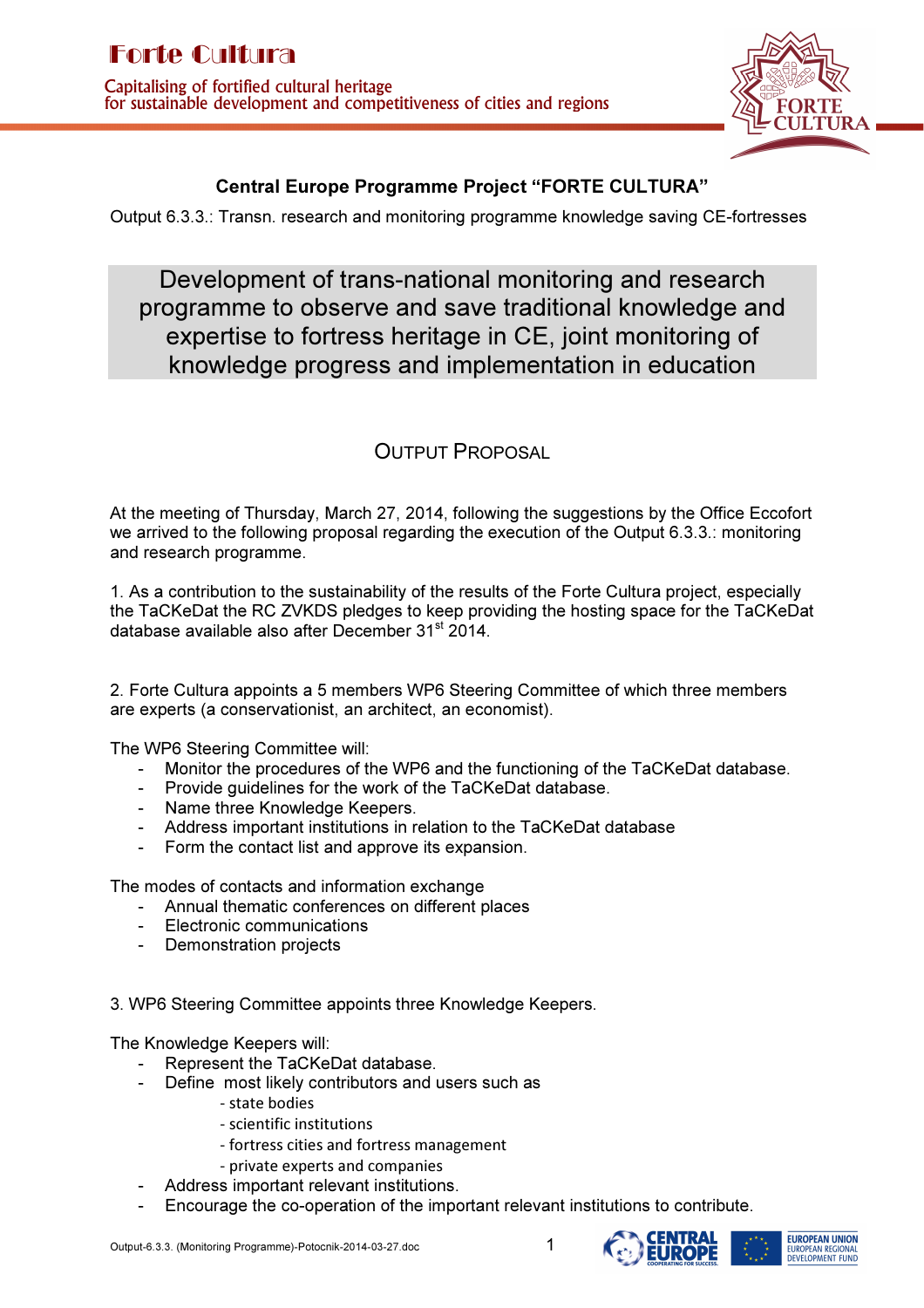**Central Europe Programme Project "FORTE CULTURA"**

Output 6.3.3.: Transn. research and monitoring programme knowledge saving CE-fortresses

# Development of trans-national monitoring and research programme to observe and save traditional knowledge and expertise to fortress heritage in CE, joint monitoring of knowledge progress and implementation in education

## OUTPUT PROPOSAL

At the meeting of Thursday, March 27, 2014, following the suggestions by the Office Eccofort we arrived to the following proposal regarding the execution of the Output 6.3.3.: monitoring and research programme.

1. As a contribution to the sustainability of the results of the Forte Cultura project, especially the TaCKeDat the RC ZVKDS pledges to keep providing the hosting space for the TaCKeDat database available also after December 31st 2014.

2. Forte Cultura appoints a 5 members WP6 Steering Committee of which three members are experts (a conservationist, an architect, an economist).

The WP6 Steering Committee will:

- Monitor the procedures of the WP6 and the functioning of the TaCKeDat database.
- Provide guidelines for the work of the TaCKeDat database.
- Name three Knowledge Keepers.
- Address important institutions in relation to the TaCKeDat database
- Form the contact list and approve its expansion.

The modes of contacts and information exchange

- Annual thematic conferences on different places
- Electronic communications
- Demonstration projects

3. WP6 Steering Committee appoints three Knowledge Keepers.

The Knowledge Keepers will:

- Represent the TaCKeDat database.
- Define most likely contributors and users such as
  - state bodies
  - scientific institutions
  - fortress cities and fortress management
  - private experts and companies
- Address important relevant institutions.
- Encourage the co-operation of the important relevant institutions to contribute.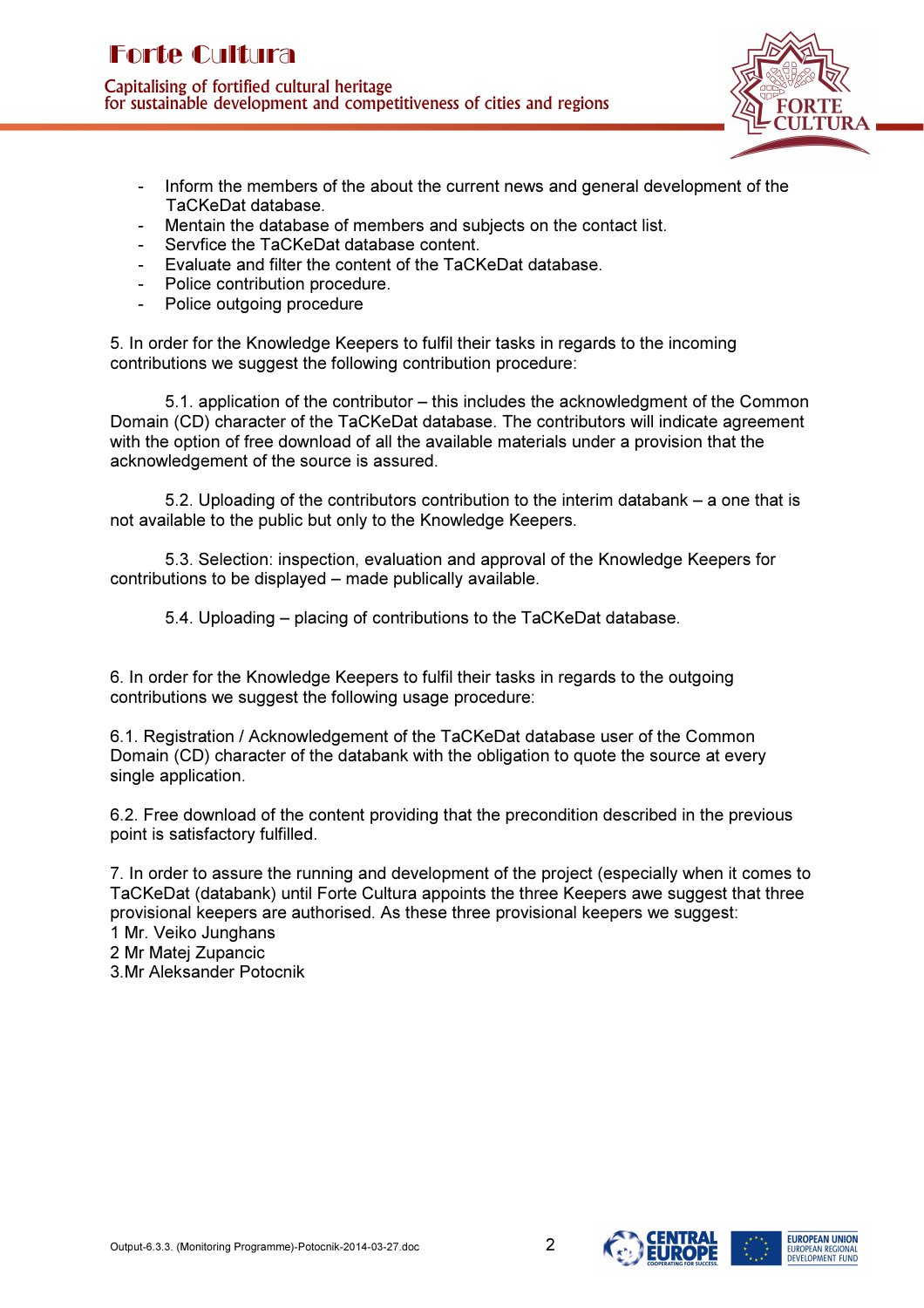- Inform the members of the about the current news and general development of the TaCKeDat database.
- Mentain the database of members and subjects on the contact list.
- Servfice the TaCKeDat database content.
- Evaluate and filter the content of the TaCKeDat database.
- Police contribution procedure.
- Police outgoing procedure

5. In order for the Knowledge Keepers to fulfil their tasks in regards to the incoming contributions we suggest the following contribution procedure:

5.1. application of the contributor – this includes the acknowledgment of the Common Domain (CD) character of the TaCKeDat database. The contributors will indicate agreement with the option of free download of all the available materials under a provision that the acknowledgement of the source is assured.

5.2. Uploading of the contributors contribution to the interim databank – a one that is not available to the public but only to the Knowledge Keepers.

5.3. Selection: inspection, evaluation and approval of the Knowledge Keepers for contributions to be displayed – made publically available.

5.4. Uploading – placing of contributions to the TaCKeDat database.

6. In order for the Knowledge Keepers to fulfil their tasks in regards to the outgoing contributions we suggest the following usage procedure:

6.1. Registration / Acknowledgement of the TaCKeDat database user of the Common Domain (CD) character of the databank with the obligation to quote the source at every single application.

6.2. Free download of the content providing that the precondition described in the previous point is satisfactory fulfilled.

7. In order to assure the running and development of the project (especially when it comes to TaCKeDat (databank) until Forte Cultura appoints the three Keepers awe suggest that three provisional keepers are authorised. As these three provisional keepers we suggest:
1 Mr. Veiko Junghans
2 Mr Matej Zupancic
3.Mr Aleksander Potocnik